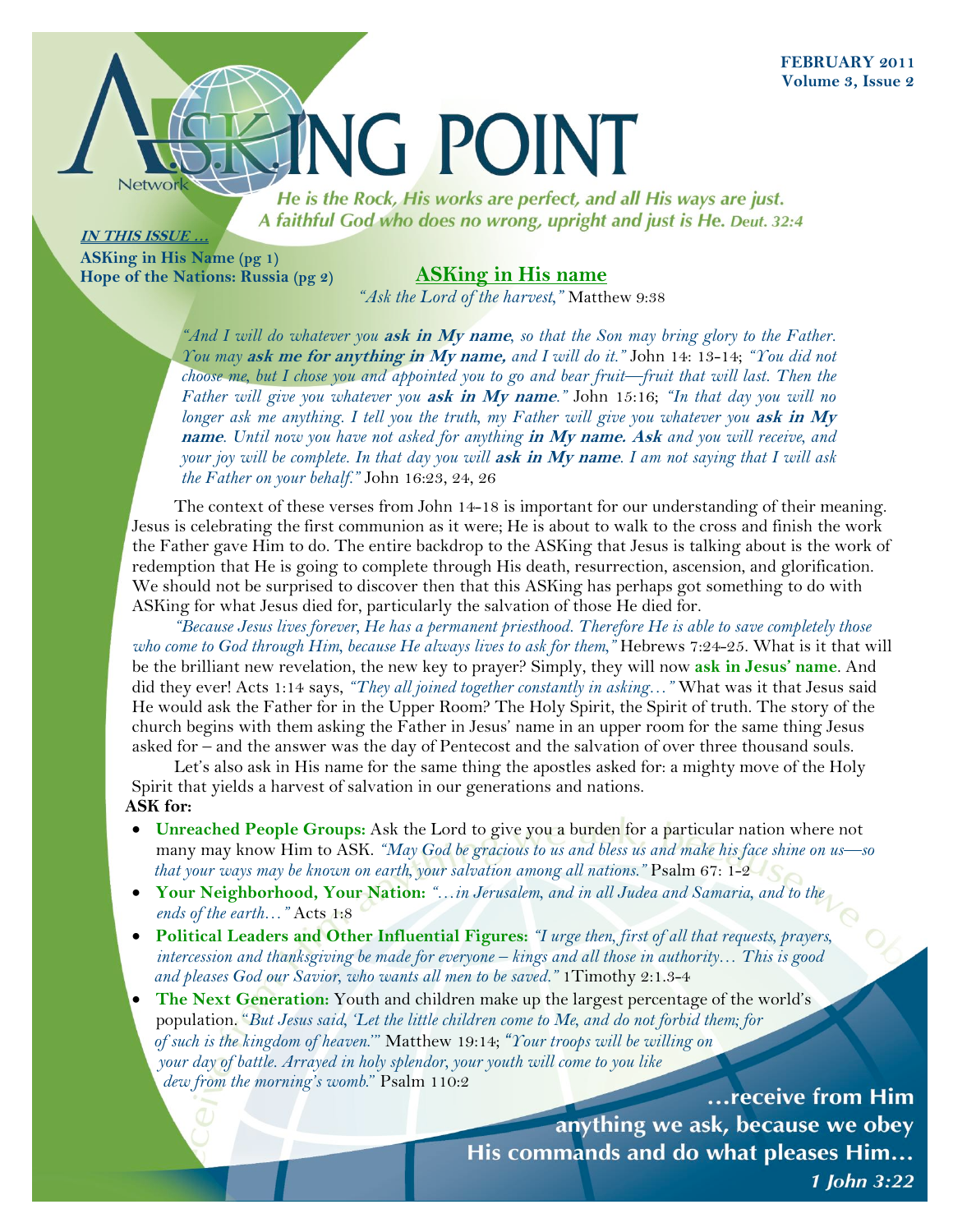FEBRUARY 2011
Volume 3, Issue 2

# ASK.ING POINT

Network

***He is the Rock, His works are perfect, and all His ways are just. A faithful God who does no wrong, upright and just is He.*** ***Deut. 32:4***

***IN THIS ISSUE …***

**ASKing in His Name (pg 1)**
**Hope of the Nations: Russia (pg 2)**

## ASKing in His name

*"Ask the Lord of the harvest,"* Matthew 9:38

*"And I will do whatever you* ***ask in My name****, so that the Son may bring glory to the Father. You may* ***ask me for anything in My name,*** *and I will do it."* John 14: 13-14; *"You did not choose me, but I chose you and appointed you to go and bear fruit—fruit that will last. Then the Father will give you whatever you* ***ask in My name****."* John 15:16; *"In that day you will no longer ask me anything. I tell you the truth, my Father will give you whatever you* ***ask in My name****. Until now you have not asked for anything* ***in My name. Ask*** *and you will receive, and your joy will be complete. In that day you will* ***ask in My name****. I am not saying that I will ask the Father on your behalf."* John 16:23, 24, 26

The context of these verses from John 14-18 is important for our understanding of their meaning. Jesus is celebrating the first communion as it were; He is about to walk to the cross and finish the work the Father gave Him to do. The entire backdrop to the ASKing that Jesus is talking about is the work of redemption that He is going to complete through His death, resurrection, ascension, and glorification. We should not be surprised to discover then that this ASKing has perhaps got something to do with ASKing for what Jesus died for, particularly the salvation of those He died for.

*"Because Jesus lives forever, He has a permanent priesthood. Therefore He is able to save completely those who come to God through Him, because He always lives to ask for them,"* Hebrews 7:24-25. What is it that will be the brilliant new revelation, the new key to prayer? Simply, they will now **ask in Jesus' name**. And did they ever! Acts 1:14 says, *"They all joined together constantly in asking…"* What was it that Jesus said He would ask the Father for in the Upper Room? The Holy Spirit, the Spirit of truth. The story of the church begins with them asking the Father in Jesus' name in an upper room for the same thing Jesus asked for – and the answer was the day of Pentecost and the salvation of over three thousand souls.

Let's also ask in His name for the same thing the apostles asked for: a mighty move of the Holy Spirit that yields a harvest of salvation in our generations and nations.

**ASK for:**

- **Unreached People Groups:** Ask the Lord to give you a burden for a particular nation where not many may know Him to ASK. *"May God be gracious to us and bless us and make his face shine on us—so that your ways may be known on earth, your salvation among all nations."* Psalm 67: 1-2
- **Your Neighborhood, Your Nation:** *"…in Jerusalem, and in all Judea and Samaria, and to the ends of the earth…"* Acts 1:8
- **Political Leaders and Other Influential Figures:** *"I urge then, first of all that requests, prayers, intercession and thanksgiving be made for everyone – kings and all those in authority… This is good and pleases God our Savior, who wants all men to be saved."* 1Timothy 2:1.3-4
- **The Next Generation:** Youth and children make up the largest percentage of the world's population. *"But Jesus said, 'Let the little children come to Me, and do not forbid them; for of such is the kingdom of heaven.'"* Matthew 19:14; *"Your troops will be willing on your day of battle. Arrayed in holy splendor, your youth will come to you like dew from the morning's womb."* Psalm 110:2

**…receive from Him anything we ask, because we obey His commands and do what pleases Him…**
***1 John 3:22***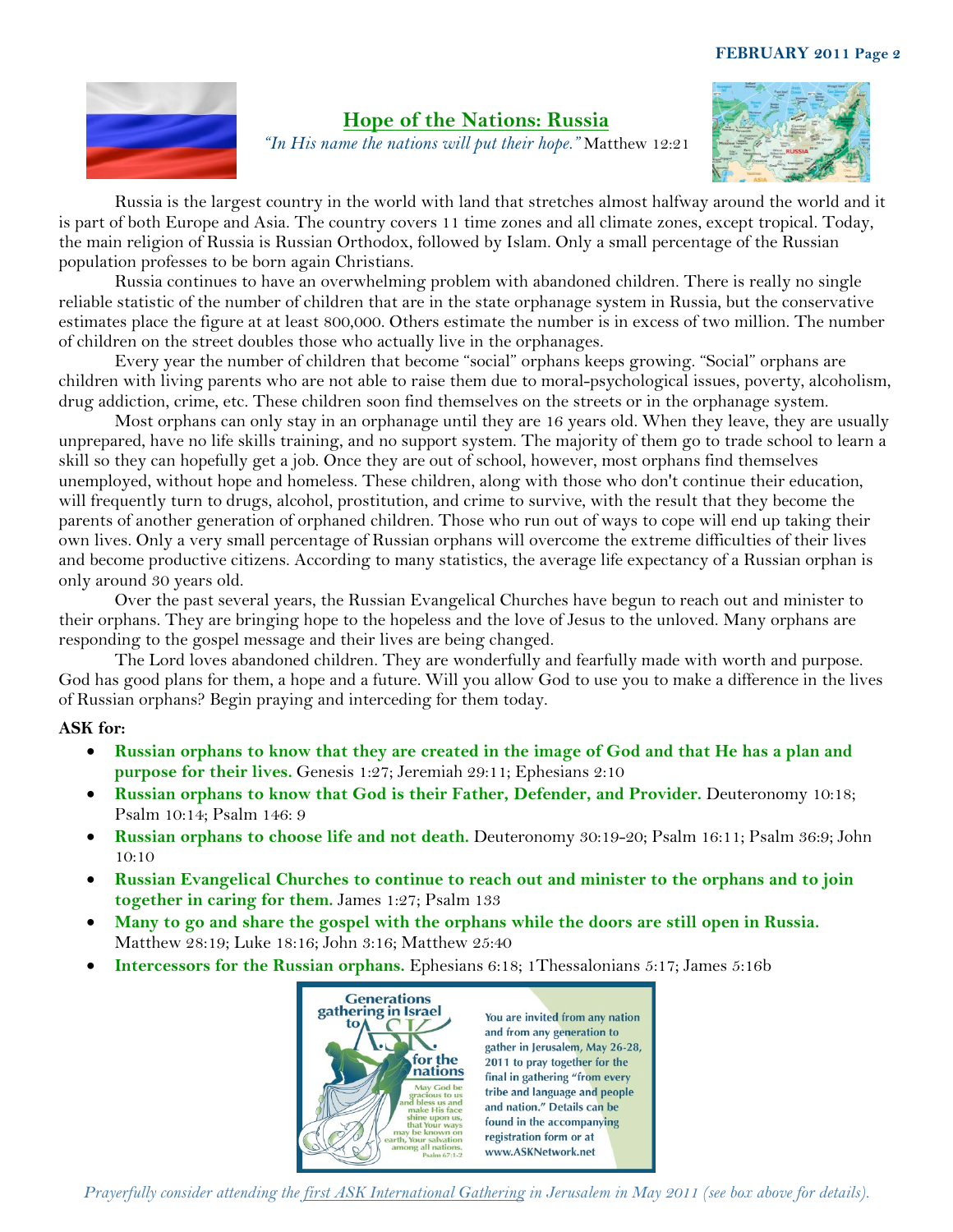## Hope of the Nations: Russia

*"In His name the nations will put their hope."* Matthew 12:21

Russia is the largest country in the world with land that stretches almost halfway around the world and it is part of both Europe and Asia. The country covers 11 time zones and all climate zones, except tropical. Today, the main religion of Russia is Russian Orthodox, followed by Islam. Only a small percentage of the Russian population professes to be born again Christians.

Russia continues to have an overwhelming problem with abandoned children. There is really no single reliable statistic of the number of children that are in the state orphanage system in Russia, but the conservative estimates place the figure at at least 800,000. Others estimate the number is in excess of two million. The number of children on the street doubles those who actually live in the orphanages.

Every year the number of children that become "social" orphans keeps growing. "Social" orphans are children with living parents who are not able to raise them due to moral-psychological issues, poverty, alcoholism, drug addiction, crime, etc. These children soon find themselves on the streets or in the orphanage system.

Most orphans can only stay in an orphanage until they are 16 years old. When they leave, they are usually unprepared, have no life skills training, and no support system. The majority of them go to trade school to learn a skill so they can hopefully get a job. Once they are out of school, however, most orphans find themselves unemployed, without hope and homeless. These children, along with those who don't continue their education, will frequently turn to drugs, alcohol, prostitution, and crime to survive, with the result that they become the parents of another generation of orphaned children. Those who run out of ways to cope will end up taking their own lives. Only a very small percentage of Russian orphans will overcome the extreme difficulties of their lives and become productive citizens. According to many statistics, the average life expectancy of a Russian orphan is only around 30 years old.

Over the past several years, the Russian Evangelical Churches have begun to reach out and minister to their orphans. They are bringing hope to the hopeless and the love of Jesus to the unloved. Many orphans are responding to the gospel message and their lives are being changed.

The Lord loves abandoned children. They are wonderfully and fearfully made with worth and purpose. God has good plans for them, a hope and a future. Will you allow God to use you to make a difference in the lives of Russian orphans? Begin praying and interceding for them today.

**ASK for:**

- **Russian orphans to know that they are created in the image of God and that He has a plan and purpose for their lives.** Genesis 1:27; Jeremiah 29:11; Ephesians 2:10
- **Russian orphans to know that God is their Father, Defender, and Provider.** Deuteronomy 10:18; Psalm 10:14; Psalm 146: 9
- **Russian orphans to choose life and not death.** Deuteronomy 30:19-20; Psalm 16:11; Psalm 36:9; John 10:10
- **Russian Evangelical Churches to continue to reach out and minister to the orphans and to join together in caring for them.** James 1:27; Psalm 133
- **Many to go and share the gospel with the orphans while the doors are still open in Russia.** Matthew 28:19; Luke 18:16; John 3:16; Matthew 25:40
- **Intercessors for the Russian orphans.** Ephesians 6:18; 1Thessalonians 5:17; James 5:16b

**Generations gathering in Israel to A.S.K. for the nations**

May God be gracious to us and bless us and make His face shine upon us, that Your ways may be known on earth, Your salvation among all nations. Psalm 67:1-2

You are invited from any nation and from any generation to gather in Jerusalem, May 26-28, 2011 to pray together for the final in gathering "from every tribe and language and people and nation." Details can be found in the accompanying registration form or at www.ASKNetwork.net

*Prayerfully consider attending the first ASK International Gathering in Jerusalem in May 2011 (see box above for details).*